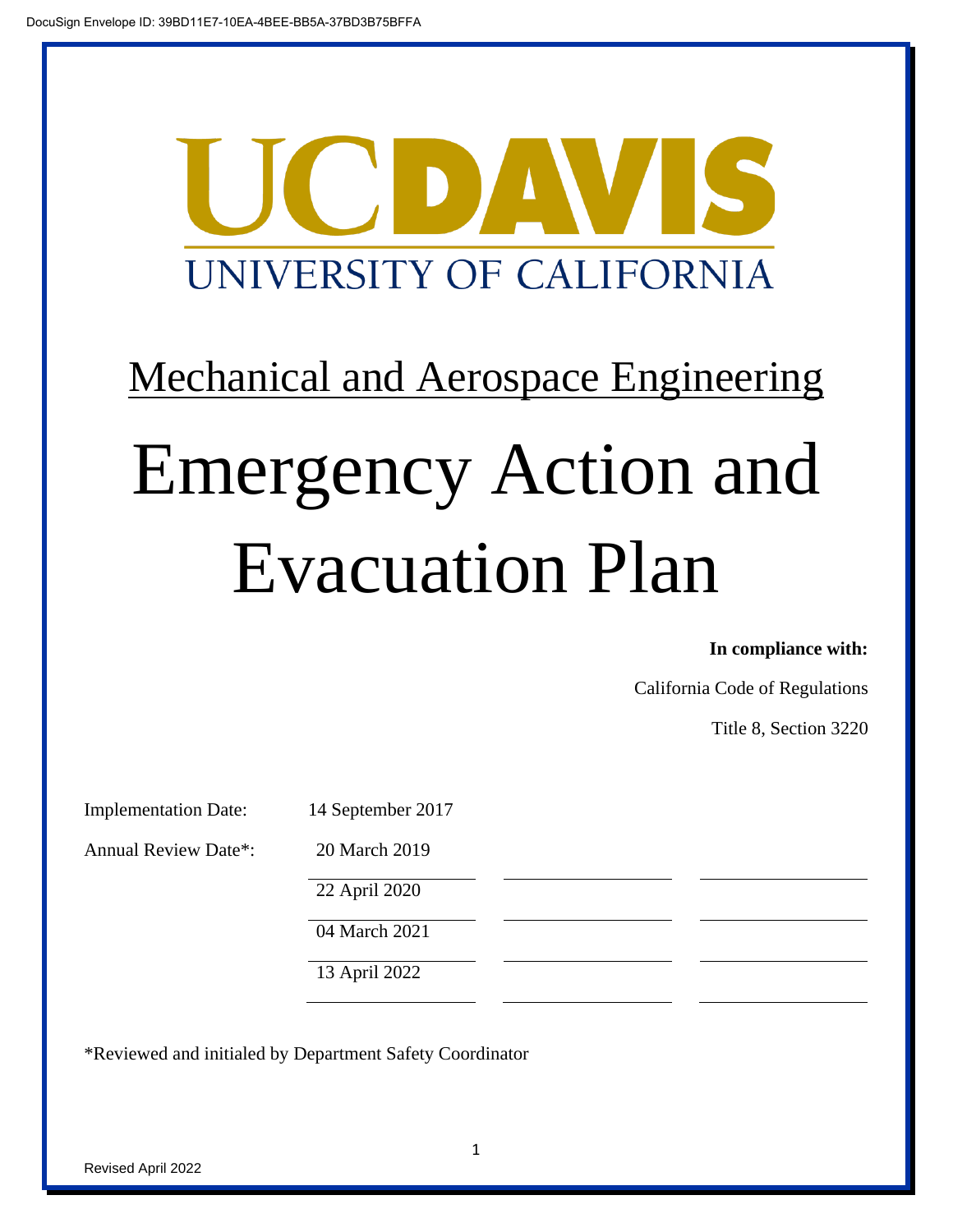UCDAVIS

UNIVERSITY OF CALIFORNIA

## Mechanical and Aerospace Engineering

# Emergency Action and Evacuation Plan

**In compliance with:**

California Code of Regulations

Title 8, Section 3220

Implementation Date: 14 September 2017

Annual Review Date*: 20 March 2019

22 April 2020

04 March 2021

13 April 2022

*Reviewed and initialed by Department Safety Coordinator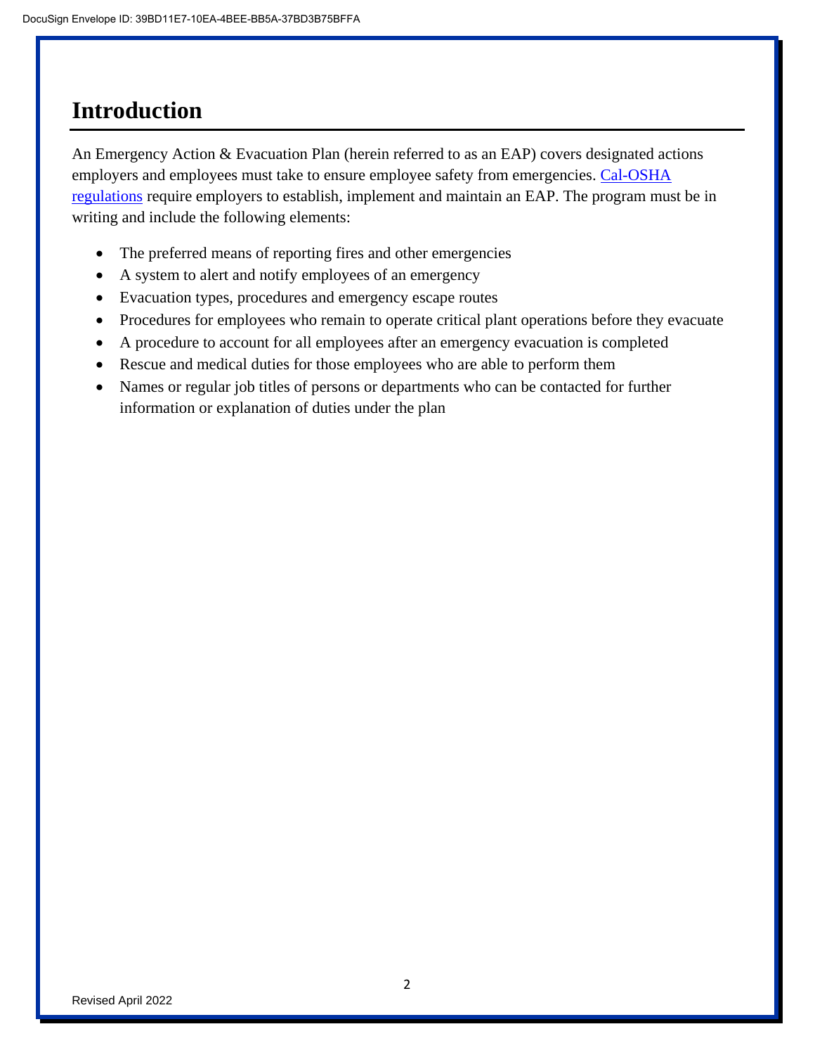# Introduction

An Emergency Action & Evacuation Plan (herein referred to as an EAP) covers designated actions employers and employees must take to ensure employee safety from emergencies. Cal-OSHA regulations require employers to establish, implement and maintain an EAP. The program must be in writing and include the following elements:

- The preferred means of reporting fires and other emergencies
- A system to alert and notify employees of an emergency
- Evacuation types, procedures and emergency escape routes
- Procedures for employees who remain to operate critical plant operations before they evacuate
- A procedure to account for all employees after an emergency evacuation is completed
- Rescue and medical duties for those employees who are able to perform them
- Names or regular job titles of persons or departments who can be contacted for further information or explanation of duties under the plan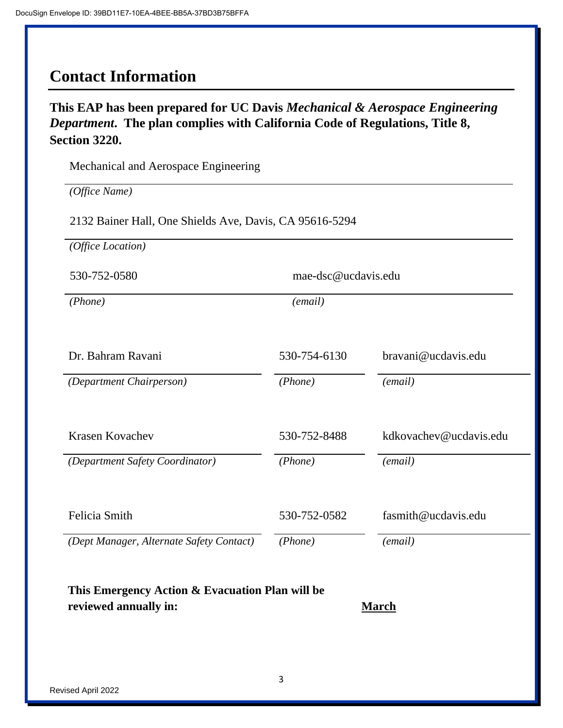## Contact Information

**This EAP has been prepared for UC Davis *Mechanical & Aerospace Engineering Department*. The plan complies with California Code of Regulations, Title 8, Section 3220.**

Mechanical and Aerospace Engineering

*(Office Name)*

2132 Bainer Hall, One Shields Ave, Davis, CA 95616-5294

*(Office Location)*

| 530-752-0580 | mae-dsc@ucdavis.edu |
|---|---|
| *(Phone)* | *(email)* |

| Dr. Bahram Ravani | 530-754-6130 | bravani@ucdavis.edu |
|---|---|---|
| *(Department Chairperson)* | *(Phone)* | *(email)* |

| Krasen Kovachev | 530-752-8488 | kdkovachev@ucdavis.edu |
|---|---|---|
| *(Department Safety Coordinator)* | *(Phone)* | *(email)* |

| Felicia Smith | 530-752-0582 | fasmith@ucdavis.edu |
|---|---|---|
| *(Dept Manager, Alternate Safety Contact)* | *(Phone)* | *(email)* |

**This Emergency Action & Evacuation Plan will be reviewed annually in:** **March**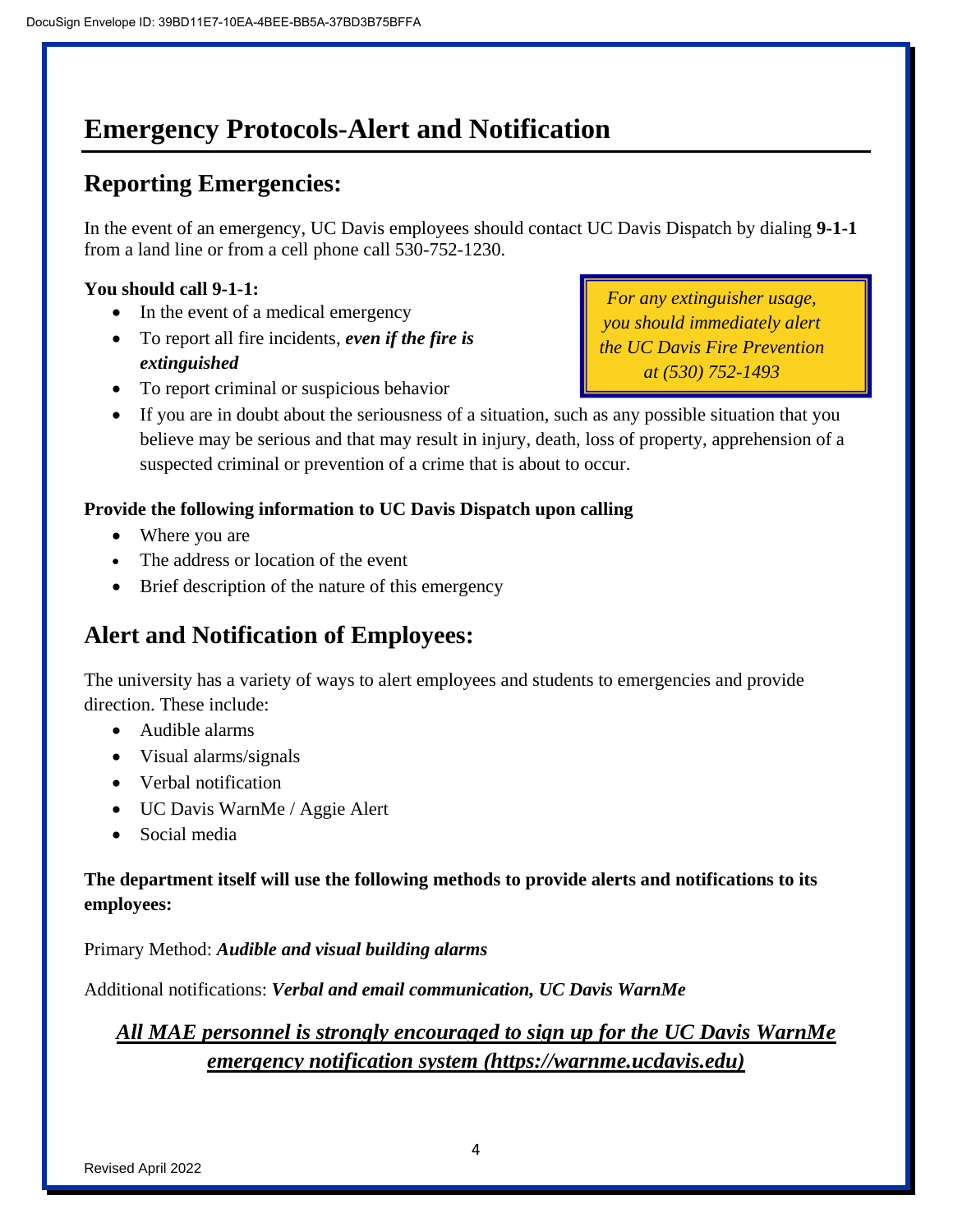# Emergency Protocols-Alert and Notification

## Reporting Emergencies:

In the event of an emergency, UC Davis employees should contact UC Davis Dispatch by dialing **9-1-1** from a land line or from a cell phone call 530-752-1230.

**You should call 9-1-1:**

- In the event of a medical emergency
- To report all fire incidents, ***even if the fire is extinguished***
- To report criminal or suspicious behavior
- If you are in doubt about the seriousness of a situation, such as any possible situation that you believe may be serious and that may result in injury, death, loss of property, apprehension of a suspected criminal or prevention of a crime that is about to occur.

*For any extinguisher usage, you should immediately alert the UC Davis Fire Prevention at (530) 752-1493*

**Provide the following information to UC Davis Dispatch upon calling**

- Where you are
- The address or location of the event
- Brief description of the nature of this emergency

## Alert and Notification of Employees:

The university has a variety of ways to alert employees and students to emergencies and provide direction. These include:

- Audible alarms
- Visual alarms/signals
- Verbal notification
- UC Davis WarnMe / Aggie Alert
- Social media

**The department itself will use the following methods to provide alerts and notifications to its employees:**

Primary Method: ***Audible and visual building alarms***

Additional notifications: ***Verbal and email communication, UC Davis WarnMe***

***All MAE personnel is strongly encouraged to sign up for the UC Davis WarnMe emergency notification system (https://warnme.ucdavis.edu)***

Revised April 2022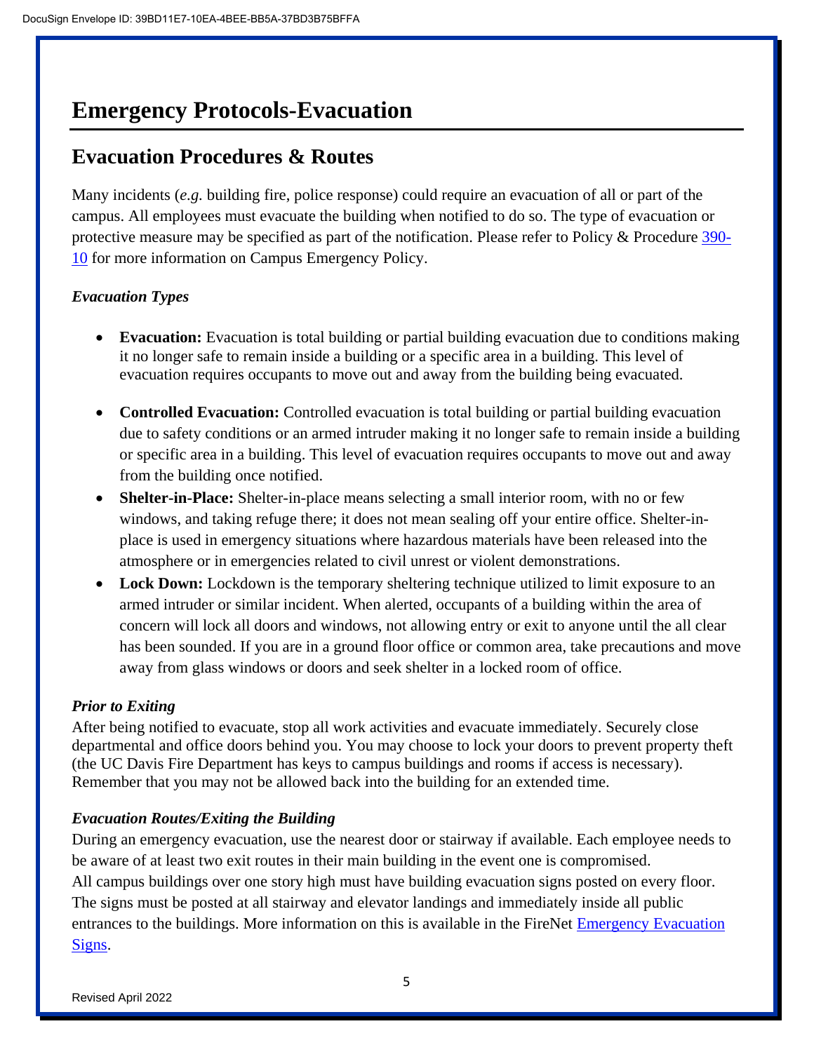# Emergency Protocols-Evacuation

## Evacuation Procedures & Routes

Many incidents (*e.g.* building fire, police response) could require an evacuation of all or part of the campus. All employees must evacuate the building when notified to do so. The type of evacuation or protective measure may be specified as part of the notification. Please refer to Policy & Procedure 390-10 for more information on Campus Emergency Policy.

### *Evacuation Types*

- **Evacuation:** Evacuation is total building or partial building evacuation due to conditions making it no longer safe to remain inside a building or a specific area in a building. This level of evacuation requires occupants to move out and away from the building being evacuated.
- **Controlled Evacuation:** Controlled evacuation is total building or partial building evacuation due to safety conditions or an armed intruder making it no longer safe to remain inside a building or specific area in a building. This level of evacuation requires occupants to move out and away from the building once notified.
- **Shelter-in-Place:** Shelter-in-place means selecting a small interior room, with no or few windows, and taking refuge there; it does not mean sealing off your entire office. Shelter-in-place is used in emergency situations where hazardous materials have been released into the atmosphere or in emergencies related to civil unrest or violent demonstrations.
- **Lock Down:** Lockdown is the temporary sheltering technique utilized to limit exposure to an armed intruder or similar incident. When alerted, occupants of a building within the area of concern will lock all doors and windows, not allowing entry or exit to anyone until the all clear has been sounded. If you are in a ground floor office or common area, take precautions and move away from glass windows or doors and seek shelter in a locked room of office.

### *Prior to Exiting*

After being notified to evacuate, stop all work activities and evacuate immediately. Securely close departmental and office doors behind you. You may choose to lock your doors to prevent property theft (the UC Davis Fire Department has keys to campus buildings and rooms if access is necessary). Remember that you may not be allowed back into the building for an extended time.

### *Evacuation Routes/Exiting the Building*

During an emergency evacuation, use the nearest door or stairway if available. Each employee needs to be aware of at least two exit routes in their main building in the event one is compromised.
All campus buildings over one story high must have building evacuation signs posted on every floor. The signs must be posted at all stairway and elevator landings and immediately inside all public entrances to the buildings. More information on this is available in the FireNet Emergency Evacuation Signs.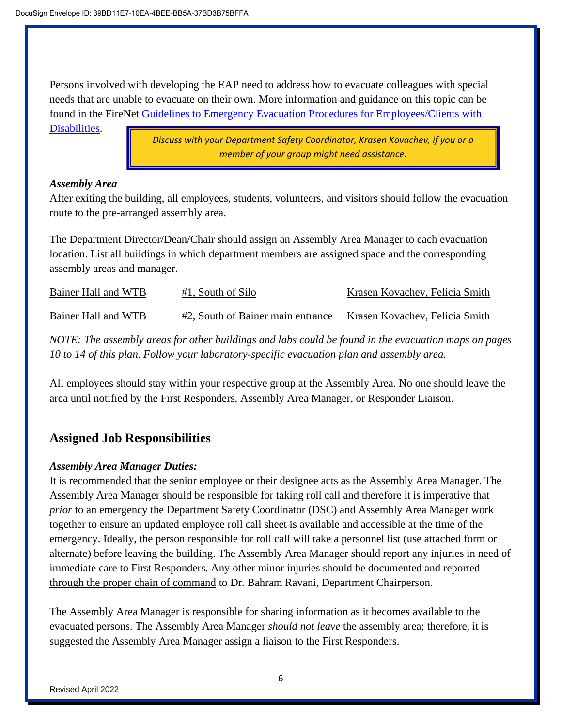Persons involved with developing the EAP need to address how to evacuate colleagues with special needs that are unable to evacuate on their own. More information and guidance on this topic can be found in the FireNet Guidelines to Emergency Evacuation Procedures for Employees/Clients with Disabilities.

> *Discuss with your Department Safety Coordinator, Krasen Kovachev, if you or a member of your group might need assistance.*

*Assembly Area*

After exiting the building, all employees, students, volunteers, and visitors should follow the evacuation route to the pre-arranged assembly area.

The Department Director/Dean/Chair should assign an Assembly Area Manager to each evacuation location. List all buildings in which department members are assigned space and the corresponding assembly areas and manager.

| | | |
|---|---|---|
| Bainer Hall and WTB | #1, South of Silo | Krasen Kovachev, Felicia Smith |
| Bainer Hall and WTB | #2, South of Bainer main entrance | Krasen Kovachev, Felicia Smith |

*NOTE: The assembly areas for other buildings and labs could be found in the evacuation maps on pages 10 to 14 of this plan. Follow your laboratory-specific evacuation plan and assembly area.*

All employees should stay within your respective group at the Assembly Area. No one should leave the area until notified by the First Responders, Assembly Area Manager, or Responder Liaison.

## Assigned Job Responsibilities

*Assembly Area Manager Duties:*

It is recommended that the senior employee or their designee acts as the Assembly Area Manager. The Assembly Area Manager should be responsible for taking roll call and therefore it is imperative that *prior* to an emergency the Department Safety Coordinator (DSC) and Assembly Area Manager work together to ensure an updated employee roll call sheet is available and accessible at the time of the emergency. Ideally, the person responsible for roll call will take a personnel list (use attached form or alternate) before leaving the building. The Assembly Area Manager should report any injuries in need of immediate care to First Responders. Any other minor injuries should be documented and reported through the proper chain of command to Dr. Bahram Ravani, Department Chairperson.

The Assembly Area Manager is responsible for sharing information as it becomes available to the evacuated persons. The Assembly Area Manager *should not leave* the assembly area; therefore, it is suggested the Assembly Area Manager assign a liaison to the First Responders.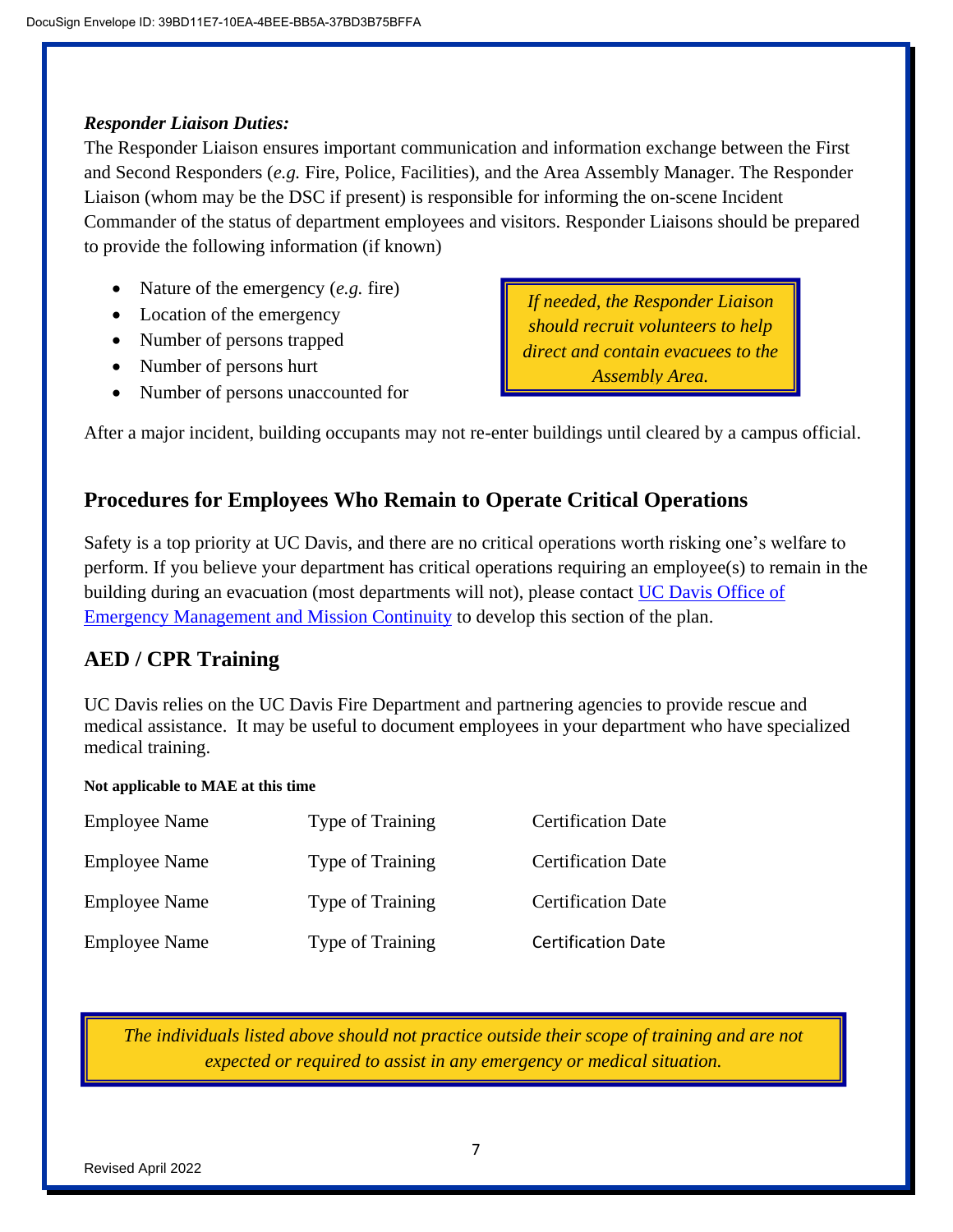***Responder Liaison Duties:***

The Responder Liaison ensures important communication and information exchange between the First and Second Responders (*e.g.* Fire, Police, Facilities), and the Area Assembly Manager. The Responder Liaison (whom may be the DSC if present) is responsible for informing the on-scene Incident Commander of the status of department employees and visitors. Responder Liaisons should be prepared to provide the following information (if known)

- Nature of the emergency (*e.g.* fire)
- Location of the emergency
- Number of persons trapped
- Number of persons hurt
- Number of persons unaccounted for

*If needed, the Responder Liaison should recruit volunteers to help direct and contain evacuees to the Assembly Area.*

After a major incident, building occupants may not re-enter buildings until cleared by a campus official.

## Procedures for Employees Who Remain to Operate Critical Operations

Safety is a top priority at UC Davis, and there are no critical operations worth risking one's welfare to perform. If you believe your department has critical operations requiring an employee(s) to remain in the building during an evacuation (most departments will not), please contact UC Davis Office of Emergency Management and Mission Continuity to develop this section of the plan.

## AED / CPR Training

UC Davis relies on the UC Davis Fire Department and partnering agencies to provide rescue and medical assistance. It may be useful to document employees in your department who have specialized medical training.

**Not applicable to MAE at this time**

| Employee Name | Type of Training | Certification Date |
|---|---|---|
| Employee Name | Type of Training | Certification Date |
| Employee Name | Type of Training | Certification Date |
| Employee Name | Type of Training | Certification Date |

*The individuals listed above should not practice outside their scope of training and are not expected or required to assist in any emergency or medical situation.*

Revised April 2022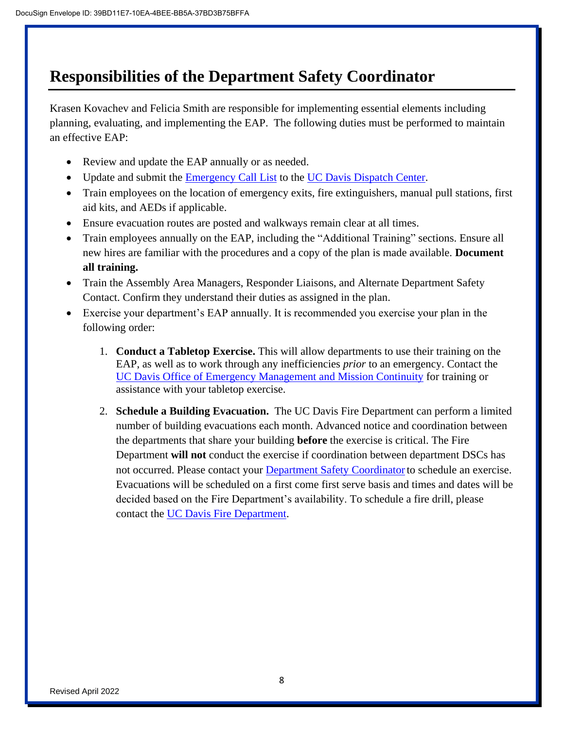# Responsibilities of the Department Safety Coordinator

Krasen Kovachev and Felicia Smith are responsible for implementing essential elements including planning, evaluating, and implementing the EAP. The following duties must be performed to maintain an effective EAP:

- Review and update the EAP annually or as needed.
- Update and submit the Emergency Call List to the UC Davis Dispatch Center.
- Train employees on the location of emergency exits, fire extinguishers, manual pull stations, first aid kits, and AEDs if applicable.
- Ensure evacuation routes are posted and walkways remain clear at all times.
- Train employees annually on the EAP, including the "Additional Training" sections. Ensure all new hires are familiar with the procedures and a copy of the plan is made available. **Document all training.**
- Train the Assembly Area Managers, Responder Liaisons, and Alternate Department Safety Contact. Confirm they understand their duties as assigned in the plan.
- Exercise your department's EAP annually. It is recommended you exercise your plan in the following order:

  1. **Conduct a Tabletop Exercise.** This will allow departments to use their training on the EAP, as well as to work through any inefficiencies *prior* to an emergency. Contact the UC Davis Office of Emergency Management and Mission Continuity for training or assistance with your tabletop exercise.

  2. **Schedule a Building Evacuation.** The UC Davis Fire Department can perform a limited number of building evacuations each month. Advanced notice and coordination between the departments that share your building **before** the exercise is critical. The Fire Department **will not** conduct the exercise if coordination between department DSCs has not occurred. Please contact your Department Safety Coordinator to schedule an exercise. Evacuations will be scheduled on a first come first serve basis and times and dates will be decided based on the Fire Department's availability. To schedule a fire drill, please contact the UC Davis Fire Department.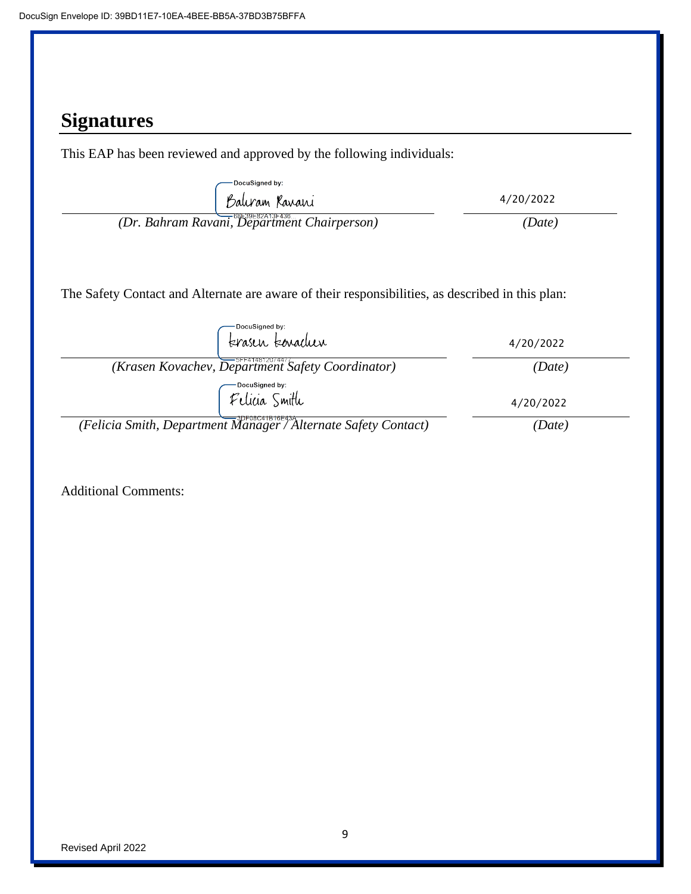## Signatures

This EAP has been reviewed and approved by the following individuals:

DocuSigned by: Bahram Ravani — 4/20/2022

*(Dr. Bahram Ravani, Department Chairperson)* — *(Date)*

The Safety Contact and Alternate are aware of their responsibilities, as described in this plan:

DocuSigned by: Krasen Kovachev — 4/20/2022

*(Krasen Kovachev, Department Safety Coordinator)* — *(Date)*

DocuSigned by: Felicia Smith — 4/20/2022

*(Felicia Smith, Department Manager / Alternate Safety Contact)* — *(Date)*

Additional Comments: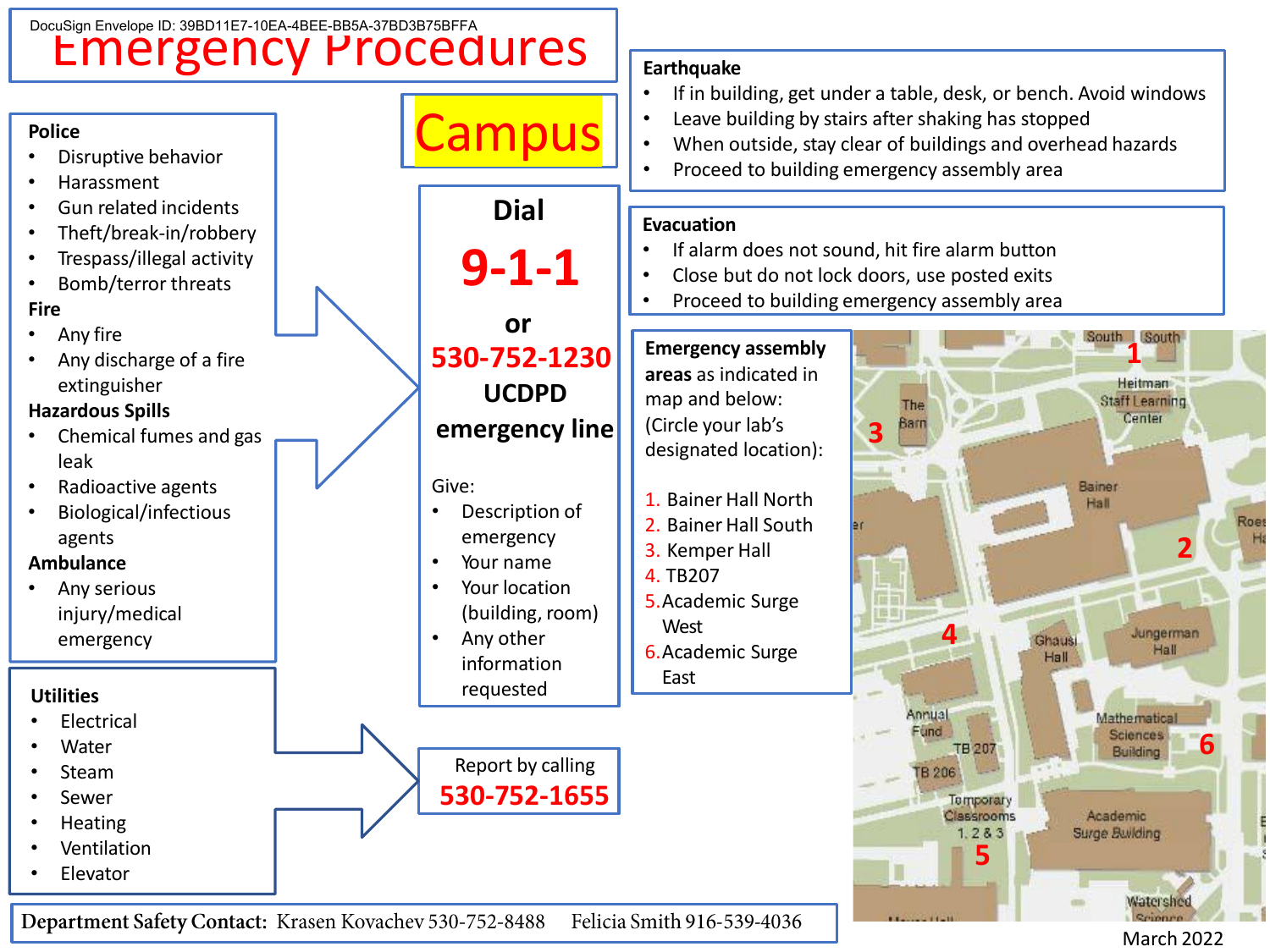DocuSign Envelope ID: 39BD11E7-10EA-4BEE-BB5A-37BD3B75BFFA

# Emergency Procedures

## Campus

**Police**
- Disruptive behavior
- Harassment
- Gun related incidents
- Theft/break-in/robbery
- Trespass/illegal activity
- Bomb/terror threats

**Fire**
- Any fire
- Any discharge of a fire extinguisher

**Hazardous Spills**
- Chemical fumes and gas leak
- Radioactive agents
- Biological/infectious agents

**Ambulance**
- Any serious injury/medical emergency

**Dial**

**9-1-1**

**or**

**530-752-1230**

**UCDPD emergency line**

Give:
- Description of emergency
- Your name
- Your location (building, room)
- Any other information requested

**Utilities**
- Electrical
- Water
- Steam
- Sewer
- Heating
- Ventilation
- Elevator

Report by calling **530-752-1655**

**Earthquake**
- If in building, get under a table, desk, or bench. Avoid windows
- Leave building by stairs after shaking has stopped
- When outside, stay clear of buildings and overhead hazards
- Proceed to building emergency assembly area

**Evacuation**
- If alarm does not sound, hit fire alarm button
- Close but do not lock doors, use posted exits
- Proceed to building emergency assembly area

**Emergency assembly areas** as indicated in map and below: (Circle your lab's designated location):

1. Bainer Hall North
2. Bainer Hall South
3. Kemper Hall
4. TB207
5. Academic Surge West
6. Academic Surge East

**Department Safety Contact:** Krasen Kovachev 530-752-8488 Felicia Smith 916-539-4036

March 2022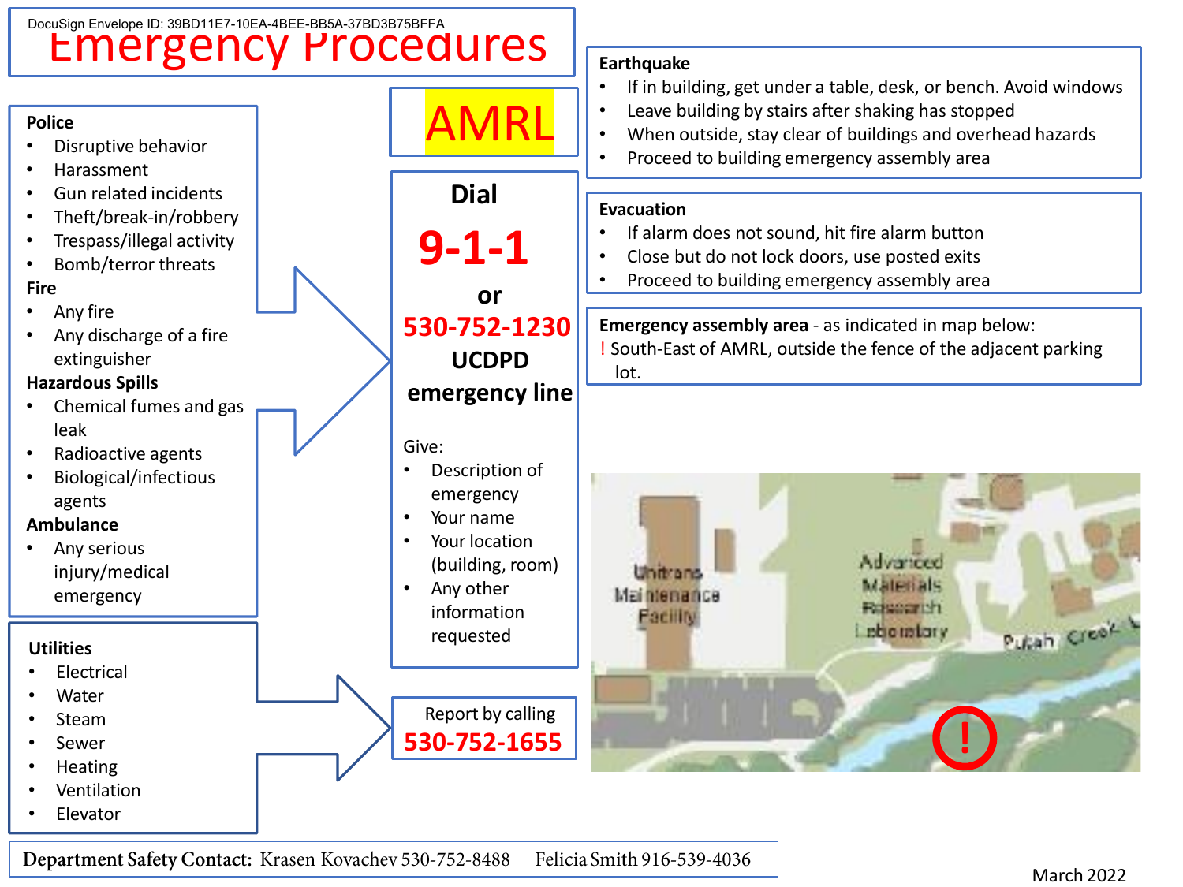DocuSign Envelope ID: 39BD11E7-10EA-4BEE-BB5A-37BD3B75BFFA

# Emergency Procedures

## AMRL

**Police**

- Disruptive behavior
- Harassment
- Gun related incidents
- Theft/break-in/robbery
- Trespass/illegal activity
- Bomb/terror threats

**Fire**

- Any fire
- Any discharge of a fire extinguisher

**Hazardous Spills**

- Chemical fumes and gas leak
- Radioactive agents
- Biological/infectious agents

**Ambulance**

- Any serious injury/medical emergency

**Dial 9-1-1 or 530-752-1230 UCDPD emergency line**

Give:

- Description of emergency
- Your name
- Your location (building, room)
- Any other information requested

**Utilities**

- Electrical
- Water
- Steam
- Sewer
- Heating
- Ventilation
- Elevator

Report by calling **530-752-1655**

**Earthquake**

- If in building, get under a table, desk, or bench. Avoid windows
- Leave building by stairs after shaking has stopped
- When outside, stay clear of buildings and overhead hazards
- Proceed to building emergency assembly area

**Evacuation**

- If alarm does not sound, hit fire alarm button
- Close but do not lock doors, use posted exits
- Proceed to building emergency assembly area

**Emergency assembly area** - as indicated in map below:

! South-East of AMRL, outside the fence of the adjacent parking lot.

Unitrans Maintenance Facility | Advanced Materials Research Laboratory | Putah Creek

**Department Safety Contact:** Krasen Kovachev 530-752-8488 Felicia Smith 916-539-4036

March 2022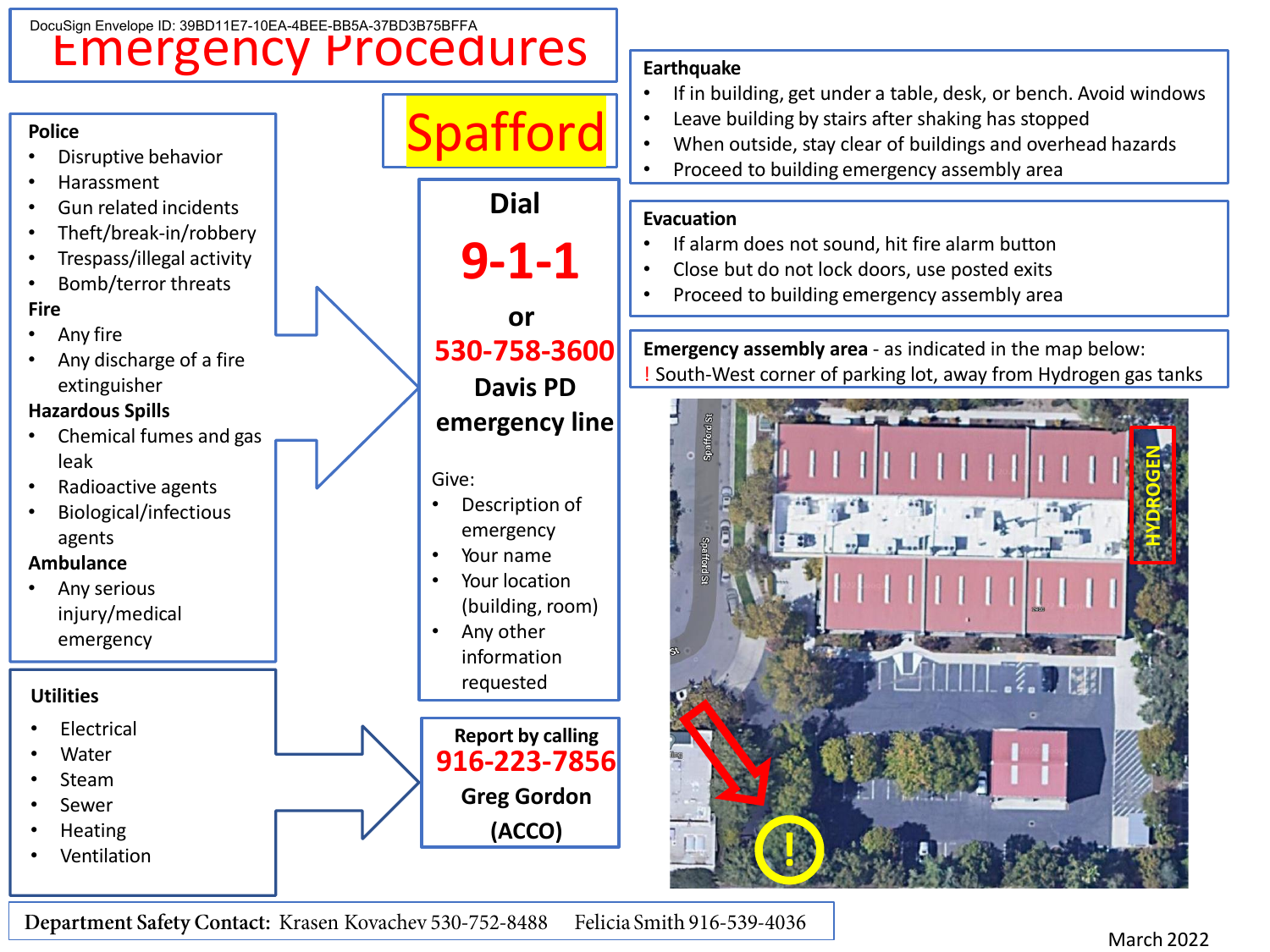DocuSign Envelope ID: 39BD11E7-10EA-4BEE-BB5A-37BD3B75BFFA

# Emergency Procedures

## Spafford

**Police**

- Disruptive behavior
- Harassment
- Gun related incidents
- Theft/break-in/robbery
- Trespass/illegal activity
- Bomb/terror threats

**Fire**

- Any fire
- Any discharge of a fire extinguisher

**Hazardous Spills**

- Chemical fumes and gas leak
- Radioactive agents
- Biological/infectious agents

**Ambulance**

- Any serious injury/medical emergency

**Dial**

**9-1-1**

**or**

**530-758-3600**

**Davis PD emergency line**

Give:

- Description of emergency
- Your name
- Your location (building, room)
- Any other information requested

**Utilities**

- Electrical
- Water
- Steam
- Sewer
- Heating
- Ventilation

**Report by calling**

**916-223-7856**

**Greg Gordon**

**(ACCO)**

**Earthquake**

- If in building, get under a table, desk, or bench. Avoid windows
- Leave building by stairs after shaking has stopped
- When outside, stay clear of buildings and overhead hazards
- Proceed to building emergency assembly area

**Evacuation**

- If alarm does not sound, hit fire alarm button
- Close but do not lock doors, use posted exits
- Proceed to building emergency assembly area

**Emergency assembly area** - as indicated in the map below:

! South-West corner of parking lot, away from Hydrogen gas tanks

Spafford St

Spafford St

HYDROGEN

**Department Safety Contact:** Krasen Kovachev 530-752-8488 Felicia Smith 916-539-4036

March 2022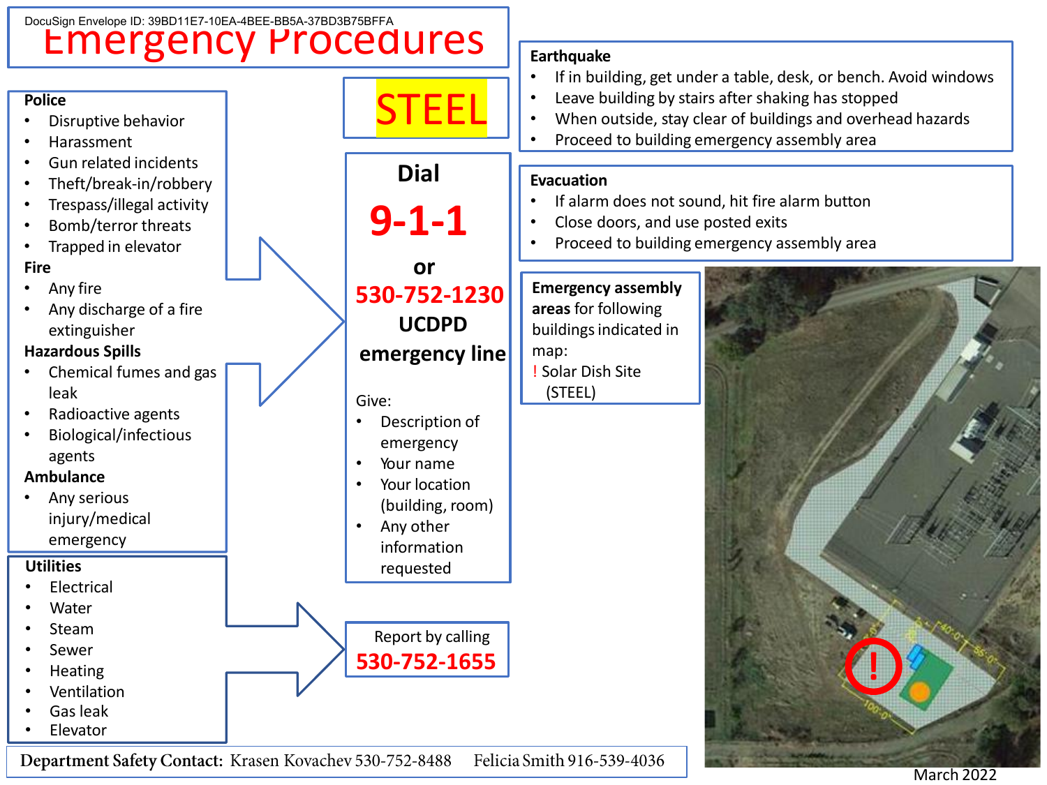# Emergency Procedures

## STEEL

**Police**
- Disruptive behavior
- Harassment
- Gun related incidents
- Theft/break-in/robbery
- Trespass/illegal activity
- Bomb/terror threats
- Trapped in elevator

**Fire**
- Any fire
- Any discharge of a fire extinguisher

**Hazardous Spills**
- Chemical fumes and gas leak
- Radioactive agents
- Biological/infectious agents

**Ambulance**
- Any serious injury/medical emergency

**Dial**

**9-1-1**

**or**

**530-752-1230**

**UCDPD emergency line**

Give:
- Description of emergency
- Your name
- Your location (building, room)
- Any other information requested

**Utilities**
- Electrical
- Water
- Steam
- Sewer
- Heating
- Ventilation
- Gas leak
- Elevator

Report by calling **530-752-1655**

**Earthquake**
- If in building, get under a table, desk, or bench. Avoid windows
- Leave building by stairs after shaking has stopped
- When outside, stay clear of buildings and overhead hazards
- Proceed to building emergency assembly area

**Evacuation**
- If alarm does not sound, hit fire alarm button
- Close doors, and use posted exits
- Proceed to building emergency assembly area

**Emergency assembly areas** for following buildings indicated in map:

! Solar Dish Site (STEEL)

**Department Safety Contact:** Krasen Kovachev 530-752-8488 Felicia Smith 916-539-4036

March 2022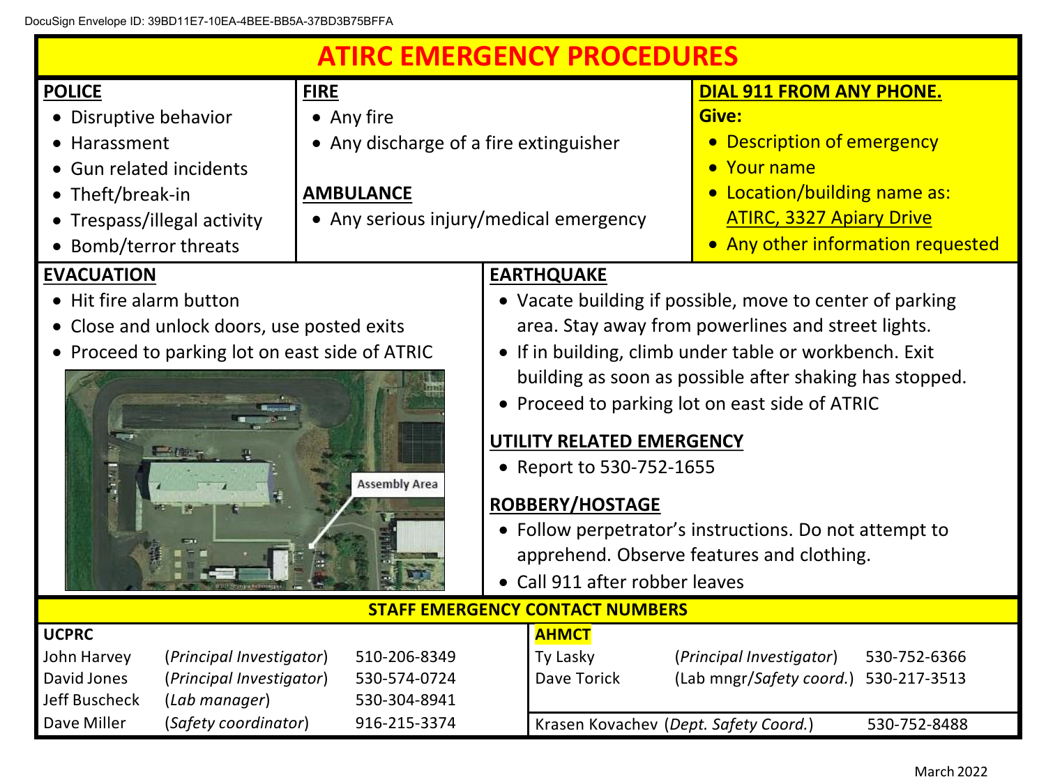DocuSign Envelope ID: 39BD11E7-10EA-4BEE-BB5A-37BD3B75BFFA

# ATIRC EMERGENCY PROCEDURES

## POLICE

- Disruptive behavior
- Harassment
- Gun related incidents
- Theft/break-in
- Trespass/illegal activity
- Bomb/terror threats

## FIRE

- Any fire
- Any discharge of a fire extinguisher

## AMBULANCE

- Any serious injury/medical emergency

## DIAL 911 FROM ANY PHONE.

**Give:**

- Description of emergency
- Your name
- Location/building name as: ATIRC, 3327 Apiary Drive
- Any other information requested

## EVACUATION

- Hit fire alarm button
- Close and unlock doors, use posted exits
- Proceed to parking lot on east side of ATRIC

Assembly Area

## EARTHQUAKE

- Vacate building if possible, move to center of parking area. Stay away from powerlines and street lights.
- If in building, climb under table or workbench. Exit building as soon as possible after shaking has stopped.
- Proceed to parking lot on east side of ATRIC

## UTILITY RELATED EMERGENCY

- Report to 530-752-1655

## ROBBERY/HOSTAGE

- Follow perpetrator's instructions. Do not attempt to apprehend. Observe features and clothing.
- Call 911 after robber leaves

## STAFF EMERGENCY CONTACT NUMBERS

**UCPRC**

| Name | Role | Phone |
|---|---|---|
| John Harvey | (*Principal Investigator*) | 510-206-8349 |
| David Jones | (*Principal Investigator*) | 530-574-0724 |
| Jeff Buscheck | (*Lab manager*) | 530-304-8941 |
| Dave Miller | (*Safety coordinator*) | 916-215-3374 |

**AHMCT**

| Name | Role | Phone |
|---|---|---|
| Ty Lasky | (*Principal Investigator*) | 530-752-6366 |
| Dave Torick | (Lab mngr/*Safety coord.*) | 530-217-3513 |
| Krasen Kovachev | (*Dept. Safety Coord.*) | 530-752-8488 |

March 2022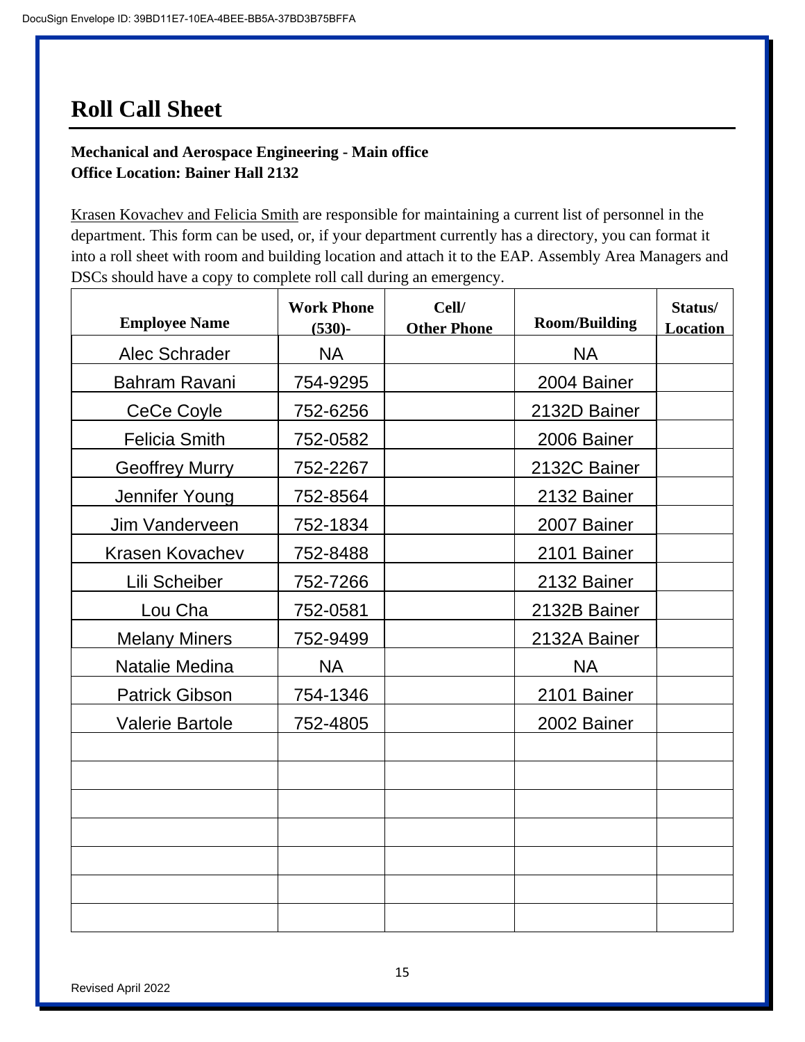# Roll Call Sheet

**Mechanical and Aerospace Engineering - Main office**
**Office Location: Bainer Hall 2132**

Krasen Kovachev and Felicia Smith are responsible for maintaining a current list of personnel in the department. This form can be used, or, if your department currently has a directory, you can format it into a roll sheet with room and building location and attach it to the EAP. Assembly Area Managers and DSCs should have a copy to complete roll call during an emergency.

| Employee Name | Work Phone (530)- | Cell/ Other Phone | Room/Building | Status/ Location |
|---|---|---|---|---|
| Alec Schrader | NA | | NA | |
| Bahram Ravani | 754-9295 | | 2004 Bainer | |
| CeCe Coyle | 752-6256 | | 2132D Bainer | |
| Felicia Smith | 752-0582 | | 2006 Bainer | |
| Geoffrey Murry | 752-2267 | | 2132C Bainer | |
| Jennifer Young | 752-8564 | | 2132 Bainer | |
| Jim Vanderveen | 752-1834 | | 2007 Bainer | |
| Krasen Kovachev | 752-8488 | | 2101 Bainer | |
| Lili Scheiber | 752-7266 | | 2132 Bainer | |
| Lou Cha | 752-0581 | | 2132B Bainer | |
| Melany Miners | 752-9499 | | 2132A Bainer | |
| Natalie Medina | NA | | NA | |
| Patrick Gibson | 754-1346 | | 2101 Bainer | |
| Valerie Bartole | 752-4805 | | 2002 Bainer | |
| | | | | |
| | | | | |
| | | | | |
| | | | | |
| | | | | |
| | | | | |
| | | | | |

Revised April 2022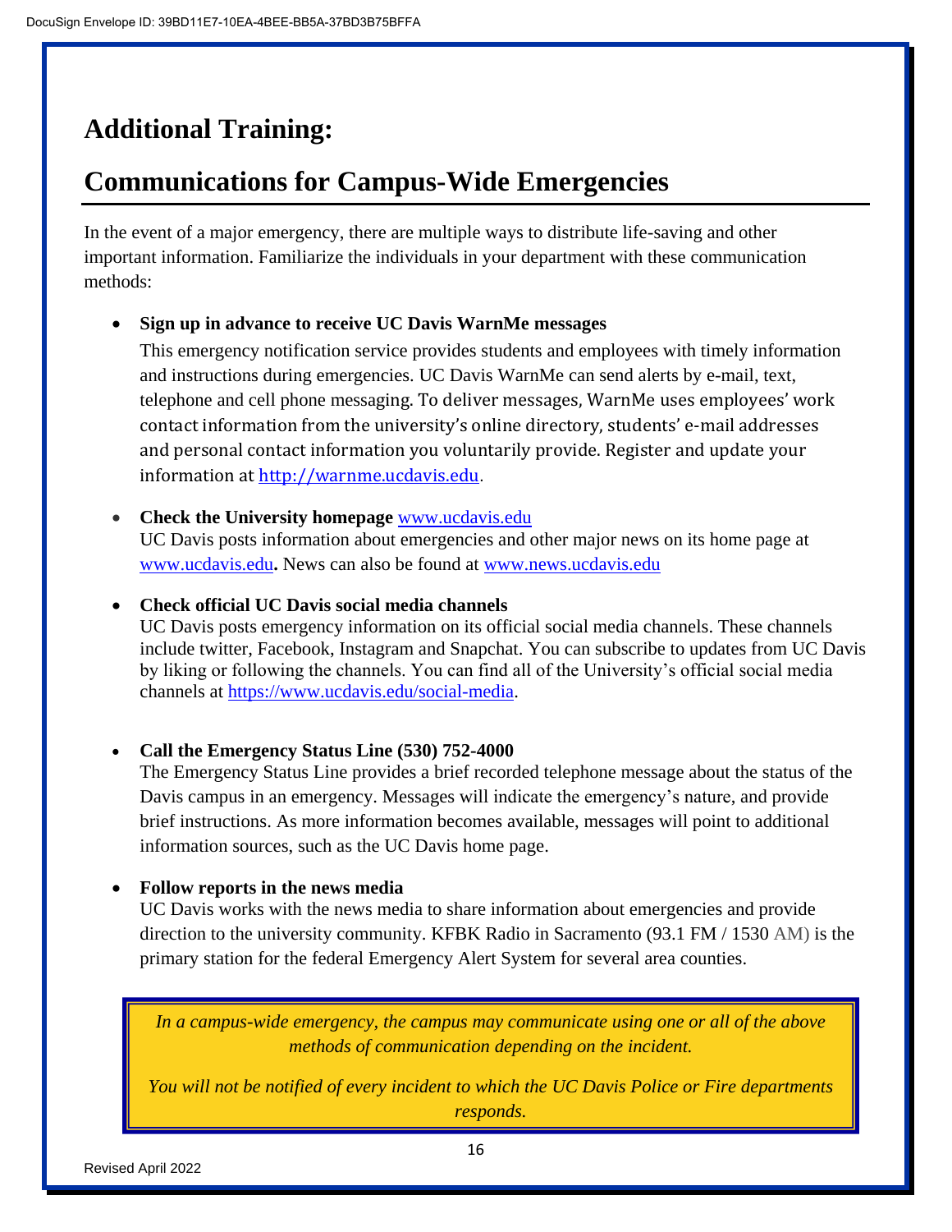# Additional Training:

## Communications for Campus-Wide Emergencies

In the event of a major emergency, there are multiple ways to distribute life-saving and other important information. Familiarize the individuals in your department with these communication methods:

- **Sign up in advance to receive UC Davis WarnMe messages**
  This emergency notification service provides students and employees with timely information and instructions during emergencies. UC Davis WarnMe can send alerts by e-mail, text, telephone and cell phone messaging. To deliver messages, WarnMe uses employees' work contact information from the university's online directory, students' e-mail addresses and personal contact information you voluntarily provide. Register and update your information at http://warnme.ucdavis.edu.

- **Check the University homepage** www.ucdavis.edu
  UC Davis posts information about emergencies and other major news on its home page at www.ucdavis.edu**.** News can also be found at www.news.ucdavis.edu

- **Check official UC Davis social media channels**
  UC Davis posts emergency information on its official social media channels. These channels include twitter, Facebook, Instagram and Snapchat. You can subscribe to updates from UC Davis by liking or following the channels. You can find all of the University's official social media channels at https://www.ucdavis.edu/social-media.

- **Call the Emergency Status Line (530) 752-4000**
  The Emergency Status Line provides a brief recorded telephone message about the status of the Davis campus in an emergency. Messages will indicate the emergency's nature, and provide brief instructions. As more information becomes available, messages will point to additional information sources, such as the UC Davis home page.

- **Follow reports in the news media**
  UC Davis works with the news media to share information about emergencies and provide direction to the university community. KFBK Radio in Sacramento (93.1 FM / 1530 AM) is the primary station for the federal Emergency Alert System for several area counties.

*In a campus-wide emergency, the campus may communicate using one or all of the above methods of communication depending on the incident.*

*You will not be notified of every incident to which the UC Davis Police or Fire departments responds.*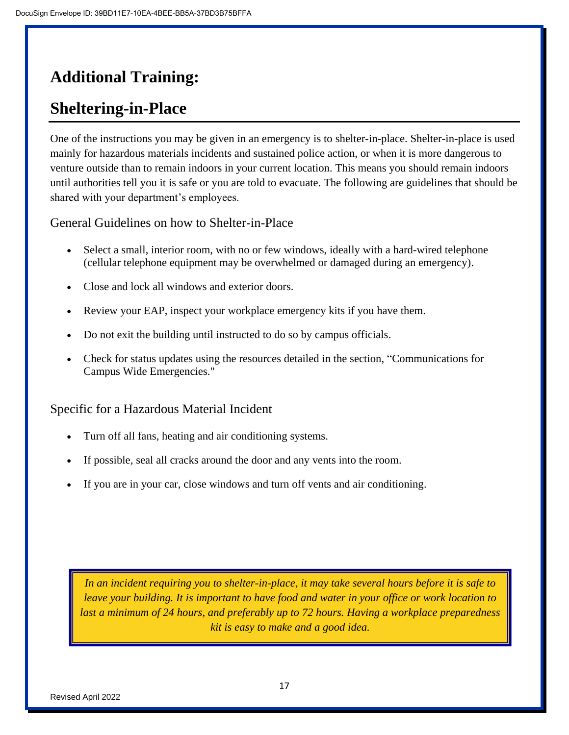# Additional Training:

## Sheltering-in-Place

One of the instructions you may be given in an emergency is to shelter-in-place. Shelter-in-place is used mainly for hazardous materials incidents and sustained police action, or when it is more dangerous to venture outside than to remain indoors in your current location. This means you should remain indoors until authorities tell you it is safe or you are told to evacuate. The following are guidelines that should be shared with your department's employees.

### General Guidelines on how to Shelter-in-Place

- Select a small, interior room, with no or few windows, ideally with a hard-wired telephone (cellular telephone equipment may be overwhelmed or damaged during an emergency).
- Close and lock all windows and exterior doors.
- Review your EAP, inspect your workplace emergency kits if you have them.
- Do not exit the building until instructed to do so by campus officials.
- Check for status updates using the resources detailed in the section, "Communications for Campus Wide Emergencies."

### Specific for a Hazardous Material Incident

- Turn off all fans, heating and air conditioning systems.
- If possible, seal all cracks around the door and any vents into the room.
- If you are in your car, close windows and turn off vents and air conditioning.

*In an incident requiring you to shelter-in-place, it may take several hours before it is safe to leave your building. It is important to have food and water in your office or work location to last a minimum of 24 hours, and preferably up to 72 hours. Having a workplace preparedness kit is easy to make and a good idea.*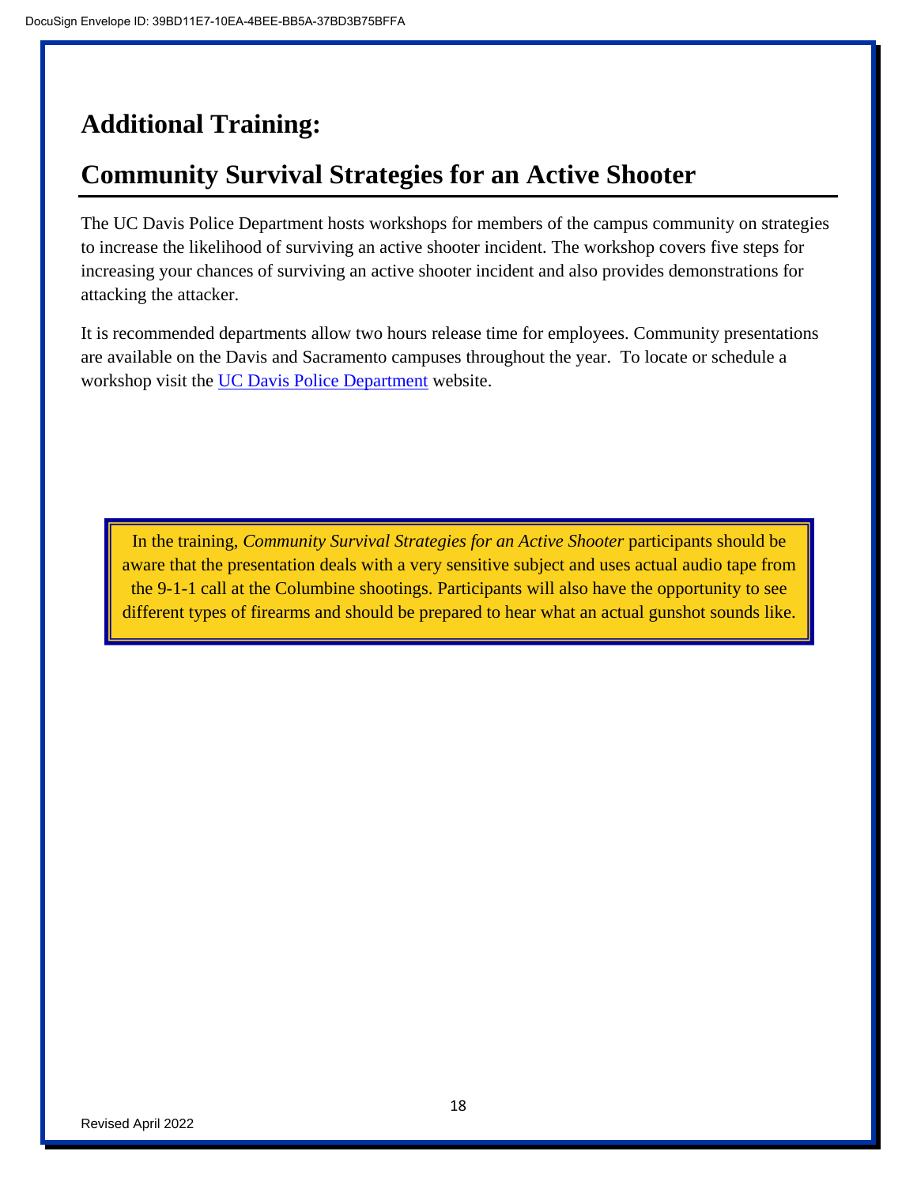## Additional Training:

## Community Survival Strategies for an Active Shooter

The UC Davis Police Department hosts workshops for members of the campus community on strategies to increase the likelihood of surviving an active shooter incident. The workshop covers five steps for increasing your chances of surviving an active shooter incident and also provides demonstrations for attacking the attacker.

It is recommended departments allow two hours release time for employees. Community presentations are available on the Davis and Sacramento campuses throughout the year. To locate or schedule a workshop visit the UC Davis Police Department website.

> In the training, *Community Survival Strategies for an Active Shooter* participants should be aware that the presentation deals with a very sensitive subject and uses actual audio tape from the 9-1-1 call at the Columbine shootings. Participants will also have the opportunity to see different types of firearms and should be prepared to hear what an actual gunshot sounds like.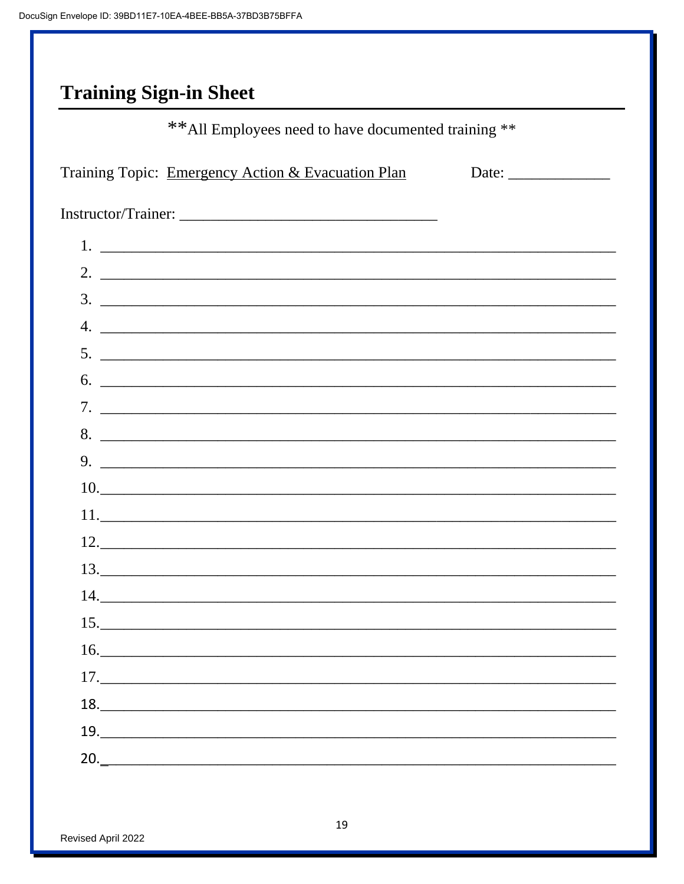# Training Sign-in Sheet

**All Employees need to have documented training **

Training Topic: Emergency Action & Evacuation Plan Date: _____________

Instructor/Trainer: _________________________________

1. ________________________________________________________________
2. ________________________________________________________________
3. ________________________________________________________________
4. ________________________________________________________________
5. ________________________________________________________________
6. ________________________________________________________________
7. ________________________________________________________________
8. ________________________________________________________________
9. ________________________________________________________________
10. ________________________________________________________________
11. ________________________________________________________________
12. ________________________________________________________________
13. ________________________________________________________________
14. ________________________________________________________________
15. ________________________________________________________________
16. ________________________________________________________________
17. ________________________________________________________________
18. ________________________________________________________________
19. ________________________________________________________________
20. ________________________________________________________________

Revised April 2022